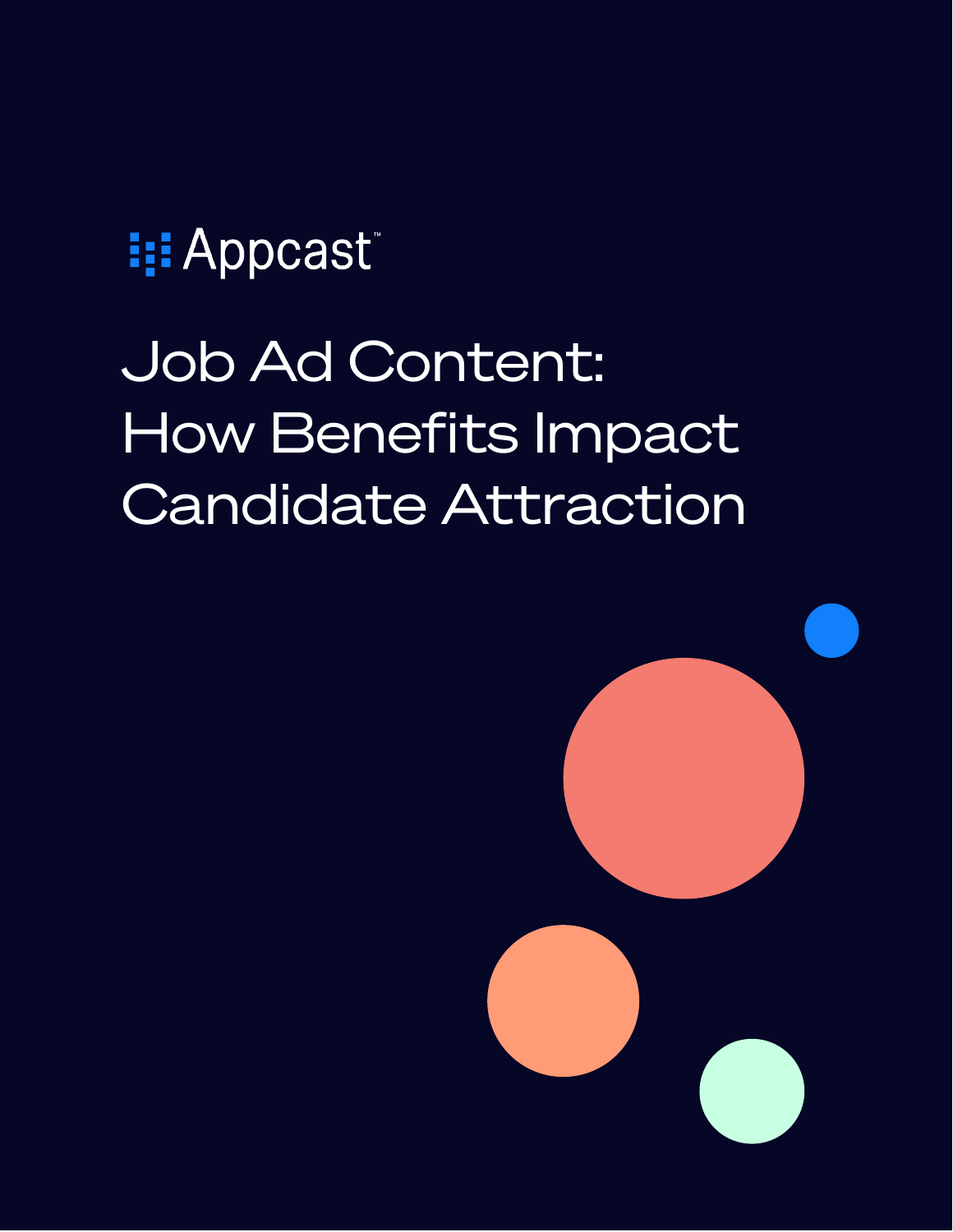Appcast™

# Job Ad Content: How Benefits Impact Candidate Attraction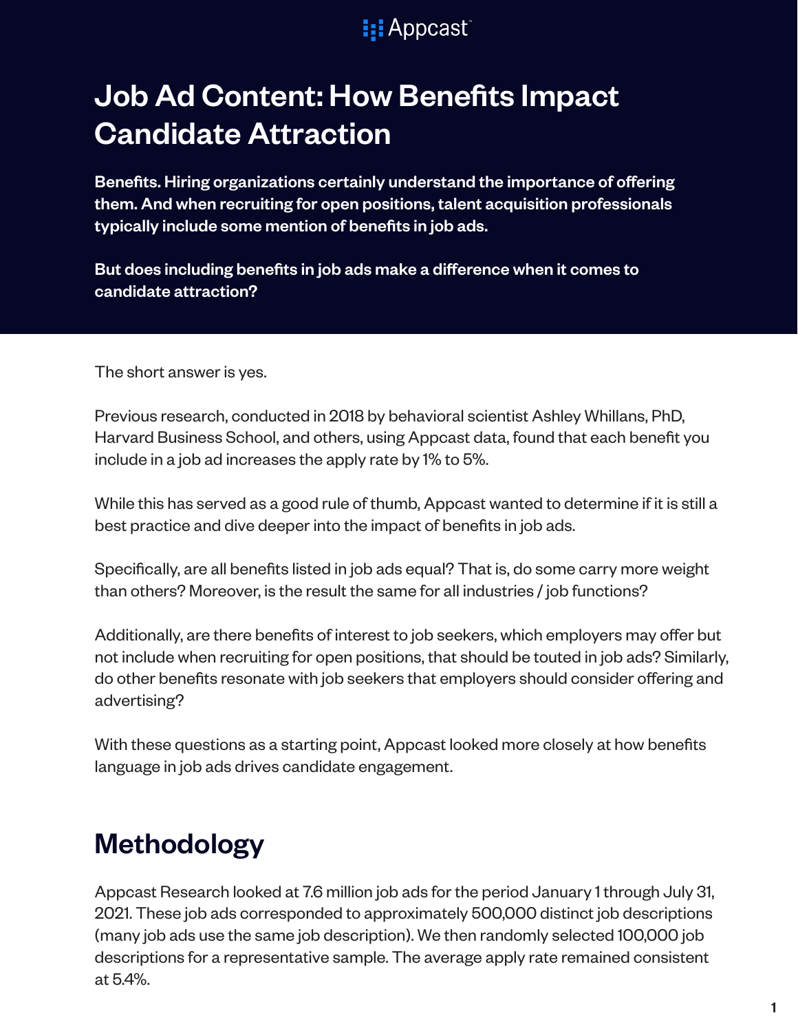# Job Ad Content: How Benefits Impact Candidate Attraction

**Benefits. Hiring organizations certainly understand the importance of offering them. And when recruiting for open positions, talent acquisition professionals typically include some mention of benefits in job ads.**

**But does including benefits in job ads make a difference when it comes to candidate attraction?**

The short answer is yes.

Previous research, conducted in 2018 by behavioral scientist Ashley Whillans, PhD, Harvard Business School, and others, using Appcast data, found that each benefit you include in a job ad increases the apply rate by 1% to 5%.

While this has served as a good rule of thumb, Appcast wanted to determine if it is still a best practice and dive deeper into the impact of benefits in job ads.

Specifically, are all benefits listed in job ads equal? That is, do some carry more weight than others? Moreover, is the result the same for all industries / job functions?

Additionally, are there benefits of interest to job seekers, which employers may offer but not include when recruiting for open positions, that should be touted in job ads? Similarly, do other benefits resonate with job seekers that employers should consider offering and advertising?

With these questions as a starting point, Appcast looked more closely at how benefits language in job ads drives candidate engagement.

## Methodology

Appcast Research looked at 7.6 million job ads for the period January 1 through July 31, 2021. These job ads corresponded to approximately 500,000 distinct job descriptions (many job ads use the same job description). We then randomly selected 100,000 job descriptions for a representative sample. The average apply rate remained consistent at 5.4%.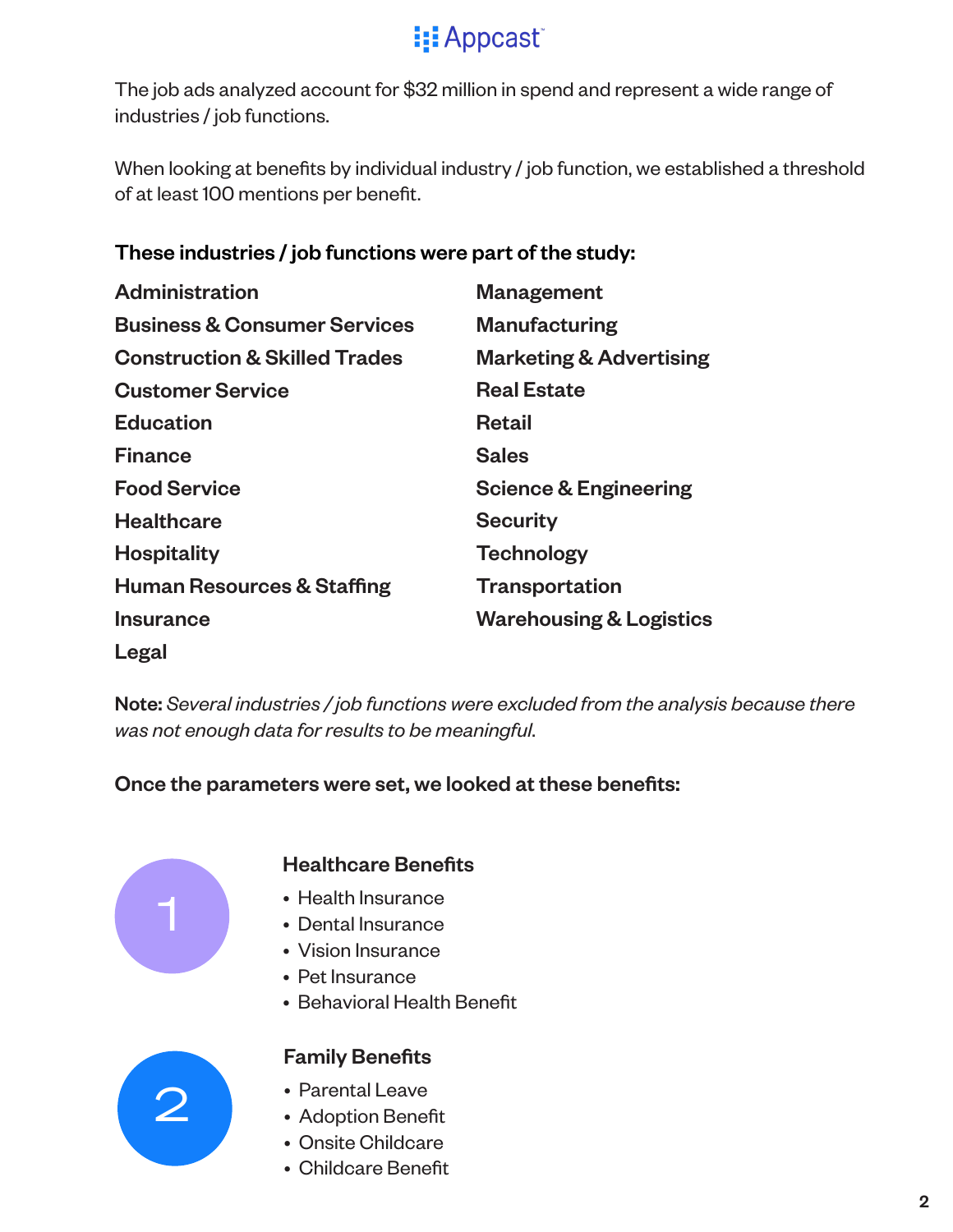The job ads analyzed account for $32 million in spend and represent a wide range of industries / job functions.

When looking at benefits by individual industry / job function, we established a threshold of at least 100 mentions per benefit.

**These industries / job functions were part of the study:**

**Administration**
**Business & Consumer Services**
**Construction & Skilled Trades**
**Customer Service**
**Education**
**Finance**
**Food Service**
**Healthcare**
**Hospitality**
**Human Resources & Staffing**
**Insurance**
**Legal**
**Management**
**Manufacturing**
**Marketing & Advertising**
**Real Estate**
**Retail**
**Sales**
**Science & Engineering**
**Security**
**Technology**
**Transportation**
**Warehousing & Logistics**

**Note:** *Several industries / job functions were excluded from the analysis because there was not enough data for results to be meaningful.*

**Once the parameters were set, we looked at these benefits:**

### 1 Healthcare Benefits

- Health Insurance
- Dental Insurance
- Vision Insurance
- Pet Insurance
- Behavioral Health Benefit

### 2 Family Benefits

- Parental Leave
- Adoption Benefit
- Onsite Childcare
- Childcare Benefit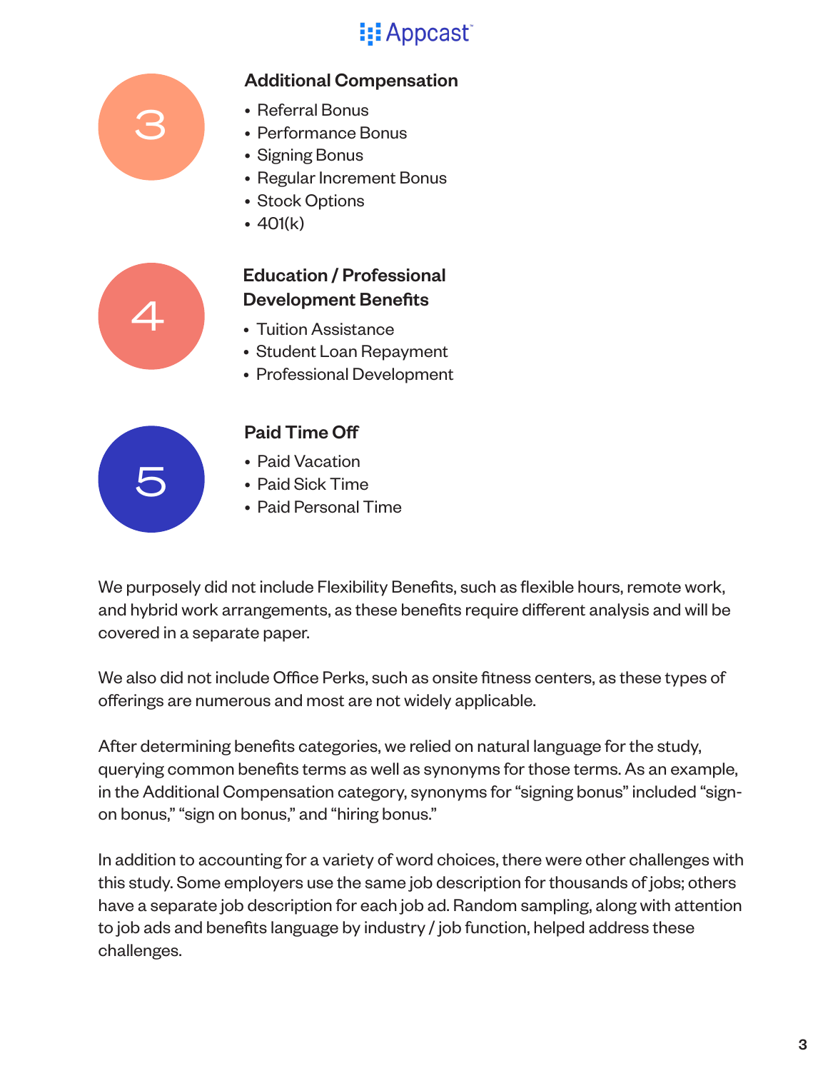## 3 Additional Compensation

- Referral Bonus
- Performance Bonus
- Signing Bonus
- Regular Increment Bonus
- Stock Options
- 401(k)

## 4 Education / Professional Development Benefits

- Tuition Assistance
- Student Loan Repayment
- Professional Development

## 5 Paid Time Off

- Paid Vacation
- Paid Sick Time
- Paid Personal Time

We purposely did not include Flexibility Benefits, such as flexible hours, remote work, and hybrid work arrangements, as these benefits require different analysis and will be covered in a separate paper.

We also did not include Office Perks, such as onsite fitness centers, as these types of offerings are numerous and most are not widely applicable.

After determining benefits categories, we relied on natural language for the study, querying common benefits terms as well as synonyms for those terms. As an example, in the Additional Compensation category, synonyms for "signing bonus" included "sign-on bonus," "sign on bonus," and "hiring bonus."

In addition to accounting for a variety of word choices, there were other challenges with this study. Some employers use the same job description for thousands of jobs; others have a separate job description for each job ad. Random sampling, along with attention to job ads and benefits language by industry / job function, helped address these challenges.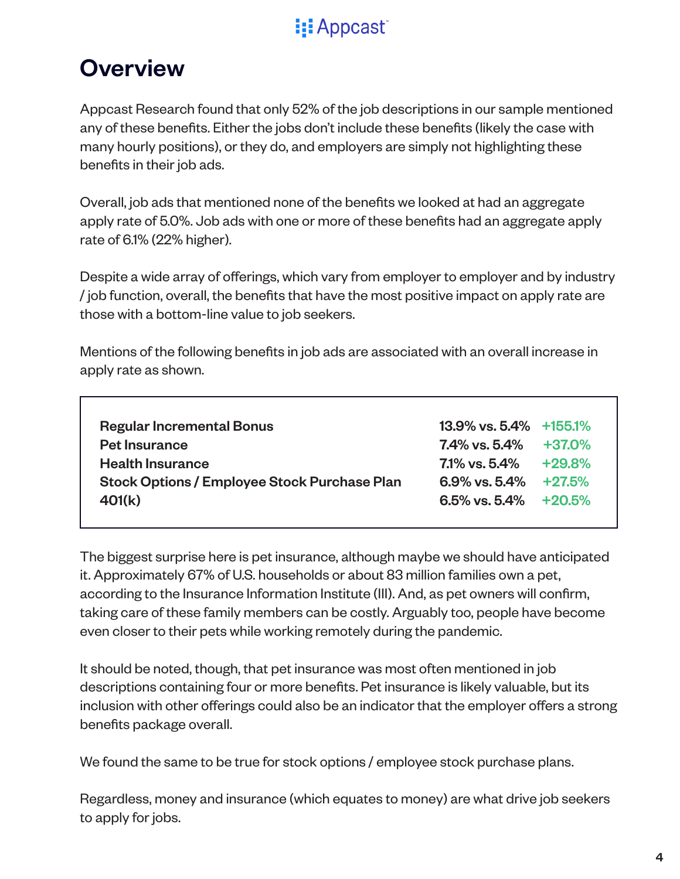# Overview

Appcast Research found that only 52% of the job descriptions in our sample mentioned any of these benefits. Either the jobs don't include these benefits (likely the case with many hourly positions), or they do, and employers are simply not highlighting these benefits in their job ads.

Overall, job ads that mentioned none of the benefits we looked at had an aggregate apply rate of 5.0%. Job ads with one or more of these benefits had an aggregate apply rate of 6.1% (22% higher).

Despite a wide array of offerings, which vary from employer to employer and by industry / job function, overall, the benefits that have the most positive impact on apply rate are those with a bottom-line value to job seekers.

Mentions of the following benefits in job ads are associated with an overall increase in apply rate as shown.

| | | |
|---|---|---|
| **Regular Incremental Bonus** | **13.9% vs. 5.4%** | **+155.1%** |
| **Pet Insurance** | **7.4% vs. 5.4%** | **+37.0%** |
| **Health Insurance** | **7.1% vs. 5.4%** | **+29.8%** |
| **Stock Options / Employee Stock Purchase Plan** | **6.9% vs. 5.4%** | **+27.5%** |
| **401(k)** | **6.5% vs. 5.4%** | **+20.5%** |

The biggest surprise here is pet insurance, although maybe we should have anticipated it. Approximately 67% of U.S. households or about 83 million families own a pet, according to the Insurance Information Institute (III). And, as pet owners will confirm, taking care of these family members can be costly. Arguably too, people have become even closer to their pets while working remotely during the pandemic.

It should be noted, though, that pet insurance was most often mentioned in job descriptions containing four or more benefits. Pet insurance is likely valuable, but its inclusion with other offerings could also be an indicator that the employer offers a strong benefits package overall.

We found the same to be true for stock options / employee stock purchase plans.

Regardless, money and insurance (which equates to money) are what drive job seekers to apply for jobs.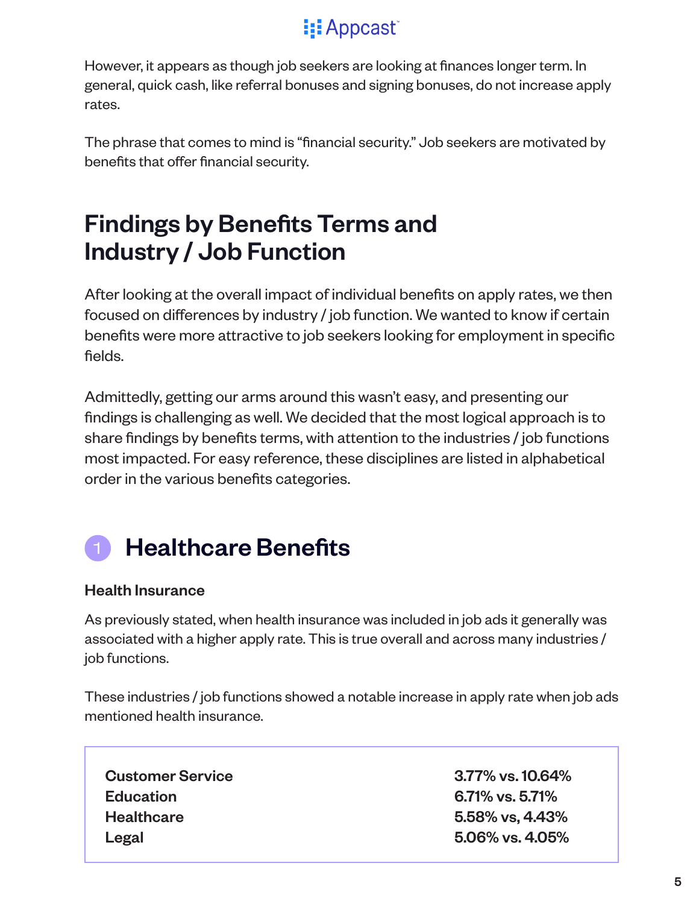However, it appears as though job seekers are looking at finances longer term. In general, quick cash, like referral bonuses and signing bonuses, do not increase apply rates.

The phrase that comes to mind is "financial security." Job seekers are motivated by benefits that offer financial security.

## Findings by Benefits Terms and Industry / Job Function

After looking at the overall impact of individual benefits on apply rates, we then focused on differences by industry / job function. We wanted to know if certain benefits were more attractive to job seekers looking for employment in specific fields.

Admittedly, getting our arms around this wasn't easy, and presenting our findings is challenging as well. We decided that the most logical approach is to share findings by benefits terms, with attention to the industries / job functions most impacted. For easy reference, these disciplines are listed in alphabetical order in the various benefits categories.

## 1 Healthcare Benefits

### Health Insurance

As previously stated, when health insurance was included in job ads it generally was associated with a higher apply rate. This is true overall and across many industries / job functions.

These industries / job functions showed a notable increase in apply rate when job ads mentioned health insurance.

| | |
|---|---|
| **Customer Service** | **3.77% vs. 10.64%** |
| **Education** | **6.71% vs. 5.71%** |
| **Healthcare** | **5.58% vs, 4.43%** |
| **Legal** | **5.06% vs. 4.05%** |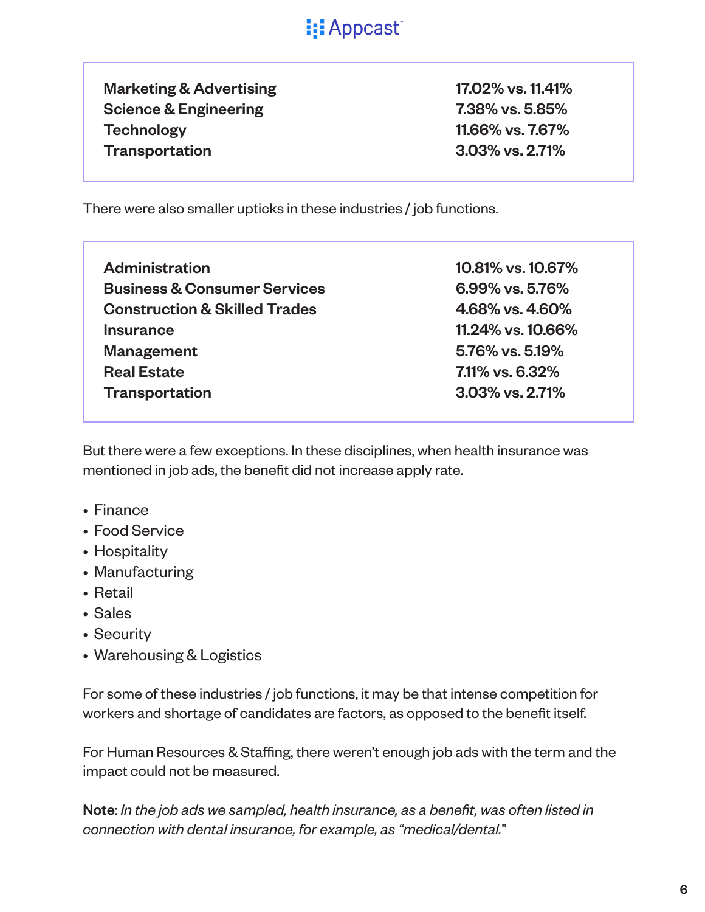| | |
|---|---|
| **Marketing & Advertising** | **17.02% vs. 11.41%** |
| **Science & Engineering** | **7.38% vs. 5.85%** |
| **Technology** | **11.66% vs. 7.67%** |
| **Transportation** | **3.03% vs. 2.71%** |

There were also smaller upticks in these industries / job functions.

| | |
|---|---|
| **Administration** | **10.81% vs. 10.67%** |
| **Business & Consumer Services** | **6.99% vs. 5.76%** |
| **Construction & Skilled Trades** | **4.68% vs. 4.60%** |
| **Insurance** | **11.24% vs. 10.66%** |
| **Management** | **5.76% vs. 5.19%** |
| **Real Estate** | **7.11% vs. 6.32%** |
| **Transportation** | **3.03% vs. 2.71%** |

But there were a few exceptions. In these disciplines, when health insurance was mentioned in job ads, the benefit did not increase apply rate.

- Finance
- Food Service
- Hospitality
- Manufacturing
- Retail
- Sales
- Security
- Warehousing & Logistics

For some of these industries / job functions, it may be that intense competition for workers and shortage of candidates are factors, as opposed to the benefit itself.

For Human Resources & Staffing, there weren't enough job ads with the term and the impact could not be measured.

**Note**: *In the job ads we sampled, health insurance, as a benefit, was often listed in connection with dental insurance, for example, as "medical/dental."*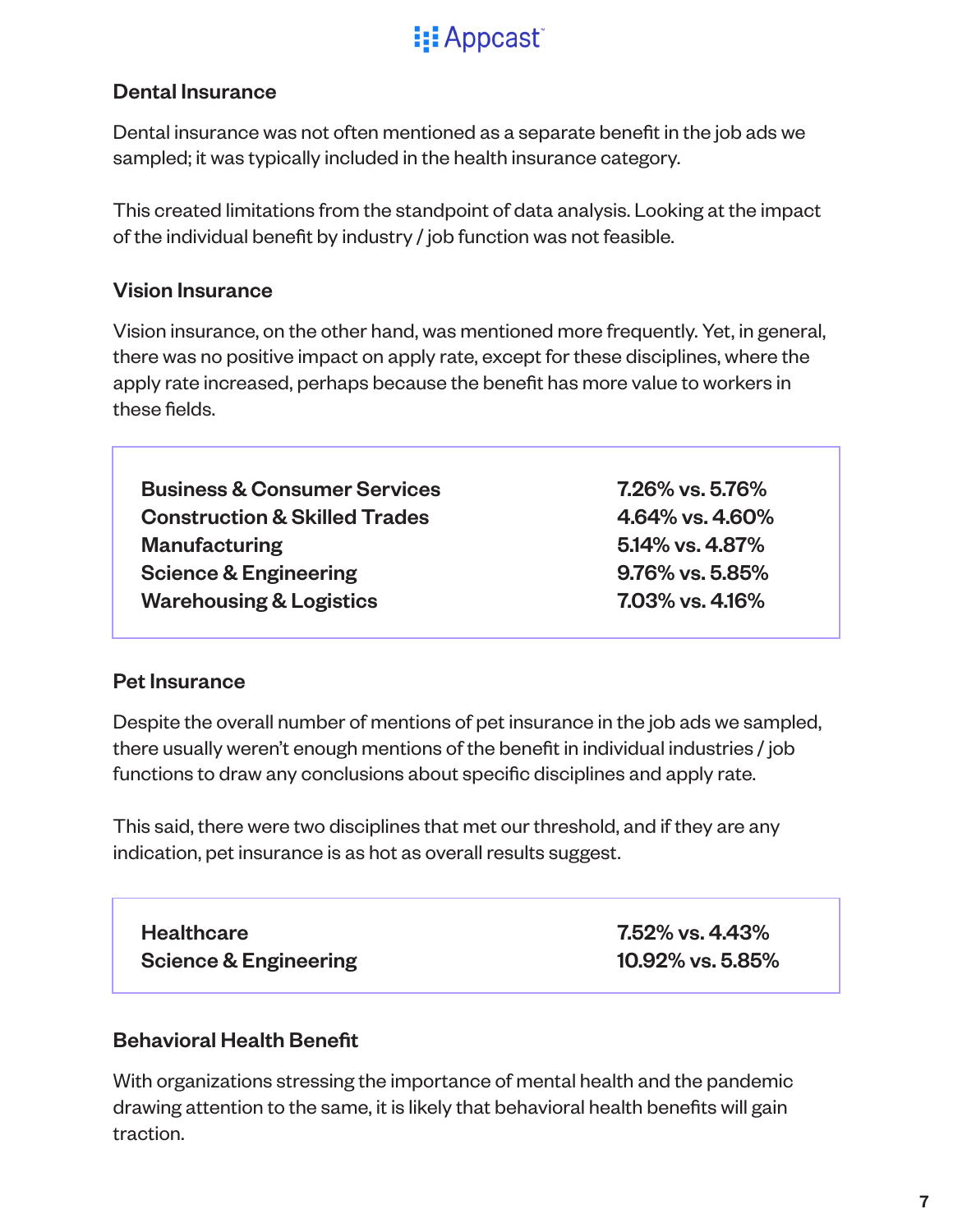### Dental Insurance

Dental insurance was not often mentioned as a separate benefit in the job ads we sampled; it was typically included in the health insurance category.

This created limitations from the standpoint of data analysis. Looking at the impact of the individual benefit by industry / job function was not feasible.

### Vision Insurance

Vision insurance, on the other hand, was mentioned more frequently. Yet, in general, there was no positive impact on apply rate, except for these disciplines, where the apply rate increased, perhaps because the benefit has more value to workers in these fields.

| | |
|---|---|
| **Business & Consumer Services** | **7.26% vs. 5.76%** |
| **Construction & Skilled Trades** | **4.64% vs. 4.60%** |
| **Manufacturing** | **5.14% vs. 4.87%** |
| **Science & Engineering** | **9.76% vs. 5.85%** |
| **Warehousing & Logistics** | **7.03% vs. 4.16%** |

### Pet Insurance

Despite the overall number of mentions of pet insurance in the job ads we sampled, there usually weren't enough mentions of the benefit in individual industries / job functions to draw any conclusions about specific disciplines and apply rate.

This said, there were two disciplines that met our threshold, and if they are any indication, pet insurance is as hot as overall results suggest.

| | |
|---|---|
| **Healthcare** | **7.52% vs. 4.43%** |
| **Science & Engineering** | **10.92% vs. 5.85%** |

### Behavioral Health Benefit

With organizations stressing the importance of mental health and the pandemic drawing attention to the same, it is likely that behavioral health benefits will gain traction.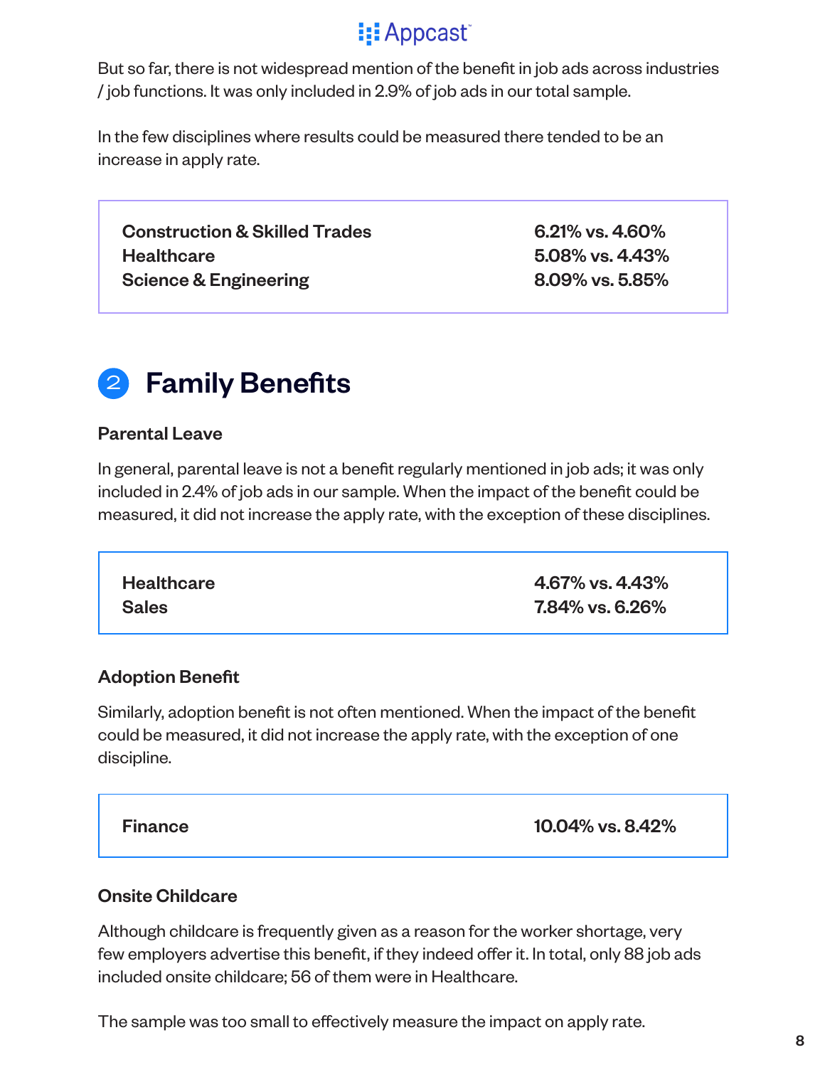But so far, there is not widespread mention of the benefit in job ads across industries / job functions. It was only included in 2.9% of job ads in our total sample.

In the few disciplines where results could be measured there tended to be an increase in apply rate.

| | |
|---|---|
| **Construction & Skilled Trades** | **6.21% vs. 4.60%** |
| **Healthcare** | **5.08% vs. 4.43%** |
| **Science & Engineering** | **8.09% vs. 5.85%** |

## 2 Family Benefits

### Parental Leave

In general, parental leave is not a benefit regularly mentioned in job ads; it was only included in 2.4% of job ads in our sample. When the impact of the benefit could be measured, it did not increase the apply rate, with the exception of these disciplines.

| | |
|---|---|
| **Healthcare** | **4.67% vs. 4.43%** |
| **Sales** | **7.84% vs. 6.26%** |

### Adoption Benefit

Similarly, adoption benefit is not often mentioned. When the impact of the benefit could be measured, it did not increase the apply rate, with the exception of one discipline.

| | |
|---|---|
| **Finance** | **10.04% vs. 8.42%** |

### Onsite Childcare

Although childcare is frequently given as a reason for the worker shortage, very few employers advertise this benefit, if they indeed offer it. In total, only 88 job ads included onsite childcare; 56 of them were in Healthcare.

The sample was too small to effectively measure the impact on apply rate.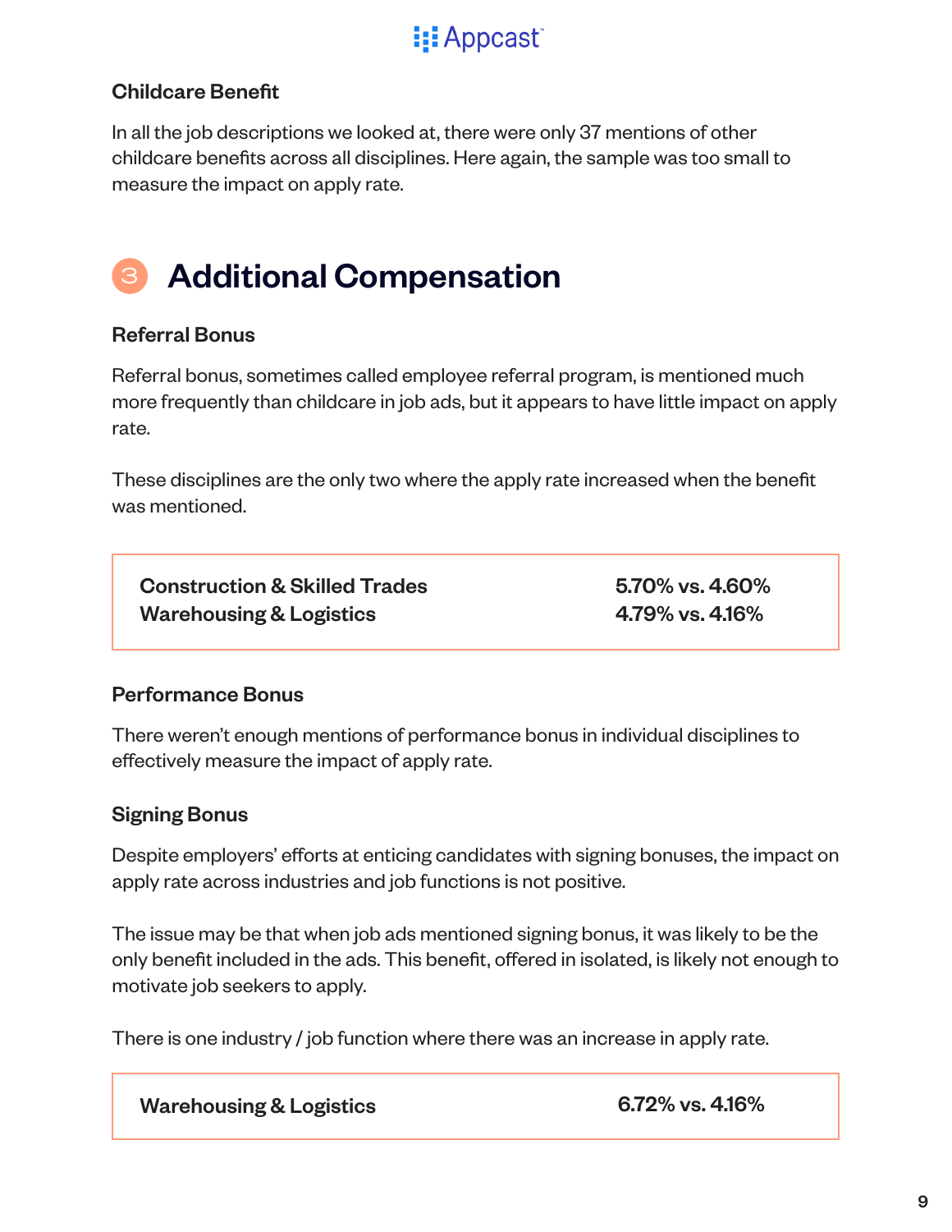### Childcare Benefit

In all the job descriptions we looked at, there were only 37 mentions of other childcare benefits across all disciplines. Here again, the sample was too small to measure the impact on apply rate.

## 3 Additional Compensation

### Referral Bonus

Referral bonus, sometimes called employee referral program, is mentioned much more frequently than childcare in job ads, but it appears to have little impact on apply rate.

These disciplines are the only two where the apply rate increased when the benefit was mentioned.

| | |
|---|---|
| **Construction & Skilled Trades** | **5.70% vs. 4.60%** |
| **Warehousing & Logistics** | **4.79% vs. 4.16%** |

### Performance Bonus

There weren't enough mentions of performance bonus in individual disciplines to effectively measure the impact of apply rate.

### Signing Bonus

Despite employers' efforts at enticing candidates with signing bonuses, the impact on apply rate across industries and job functions is not positive.

The issue may be that when job ads mentioned signing bonus, it was likely to be the only benefit included in the ads. This benefit, offered in isolated, is likely not enough to motivate job seekers to apply.

There is one industry / job function where there was an increase in apply rate.

| | |
|---|---|
| **Warehousing & Logistics** | **6.72% vs. 4.16%** |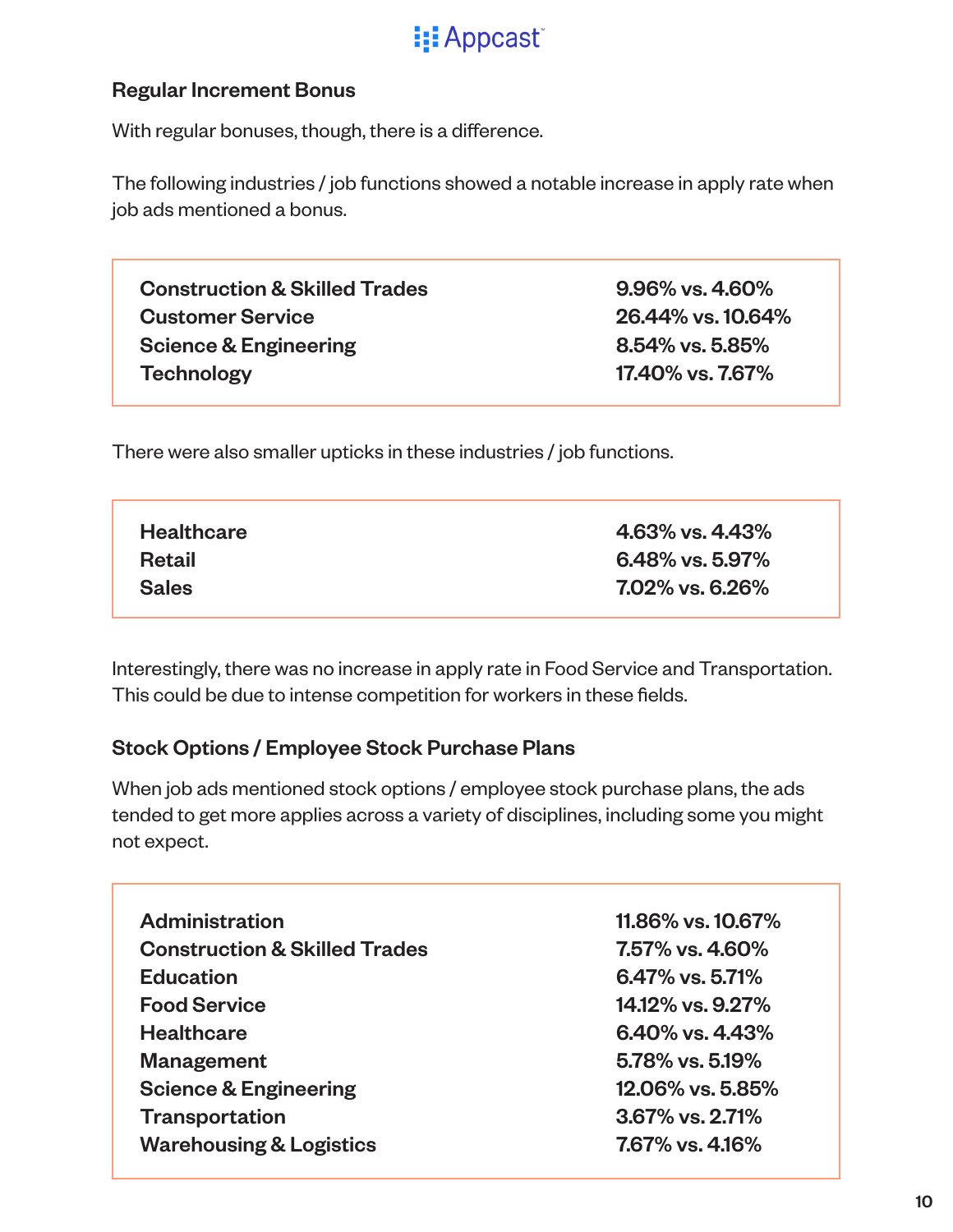### Regular Increment Bonus

With regular bonuses, though, there is a difference.

The following industries / job functions showed a notable increase in apply rate when job ads mentioned a bonus.

| | |
|---|---|
| **Construction & Skilled Trades** | **9.96% vs. 4.60%** |
| **Customer Service** | **26.44% vs. 10.64%** |
| **Science & Engineering** | **8.54% vs. 5.85%** |
| **Technology** | **17.40% vs. 7.67%** |

There were also smaller upticks in these industries / job functions.

| | |
|---|---|
| **Healthcare** | **4.63% vs. 4.43%** |
| **Retail** | **6.48% vs. 5.97%** |
| **Sales** | **7.02% vs. 6.26%** |

Interestingly, there was no increase in apply rate in Food Service and Transportation. This could be due to intense competition for workers in these fields.

### Stock Options / Employee Stock Purchase Plans

When job ads mentioned stock options / employee stock purchase plans, the ads tended to get more applies across a variety of disciplines, including some you might not expect.

| | |
|---|---|
| **Administration** | **11.86% vs. 10.67%** |
| **Construction & Skilled Trades** | **7.57% vs. 4.60%** |
| **Education** | **6.47% vs. 5.71%** |
| **Food Service** | **14.12% vs. 9.27%** |
| **Healthcare** | **6.40% vs. 4.43%** |
| **Management** | **5.78% vs. 5.19%** |
| **Science & Engineering** | **12.06% vs. 5.85%** |
| **Transportation** | **3.67% vs. 2.71%** |
| **Warehousing & Logistics** | **7.67% vs. 4.16%** |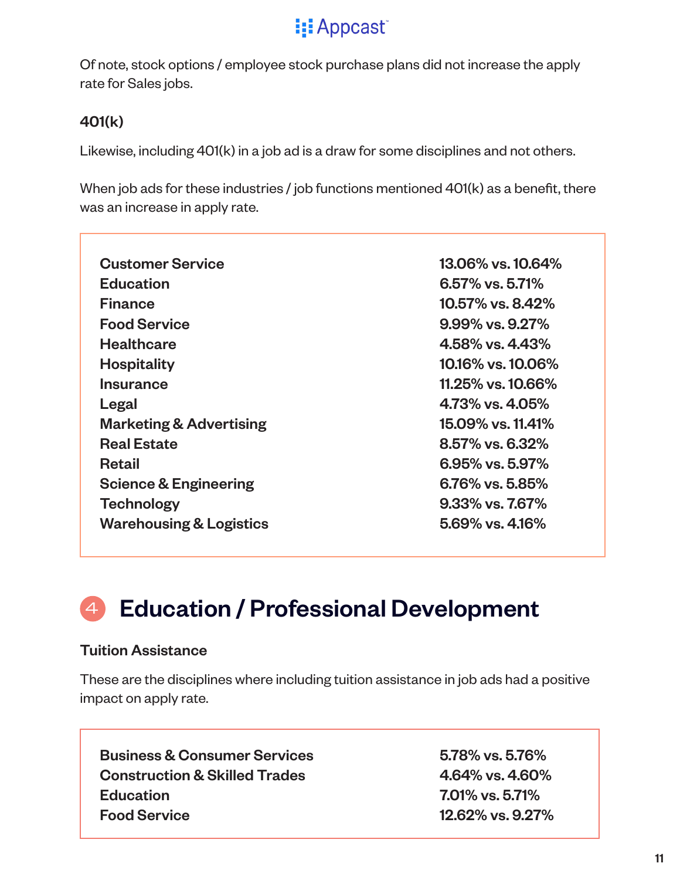Of note, stock options / employee stock purchase plans did not increase the apply rate for Sales jobs.

### 401(k)

Likewise, including 401(k) in a job ad is a draw for some disciplines and not others.

When job ads for these industries / job functions mentioned 401(k) as a benefit, there was an increase in apply rate.

| | |
|---|---|
| **Customer Service** | **13.06% vs. 10.64%** |
| **Education** | **6.57% vs. 5.71%** |
| **Finance** | **10.57% vs. 8.42%** |
| **Food Service** | **9.99% vs. 9.27%** |
| **Healthcare** | **4.58% vs. 4.43%** |
| **Hospitality** | **10.16% vs. 10.06%** |
| **Insurance** | **11.25% vs. 10.66%** |
| **Legal** | **4.73% vs. 4.05%** |
| **Marketing & Advertising** | **15.09% vs. 11.41%** |
| **Real Estate** | **8.57% vs. 6.32%** |
| **Retail** | **6.95% vs. 5.97%** |
| **Science & Engineering** | **6.76% vs. 5.85%** |
| **Technology** | **9.33% vs. 7.67%** |
| **Warehousing & Logistics** | **5.69% vs. 4.16%** |

## 4 Education / Professional Development

### Tuition Assistance

These are the disciplines where including tuition assistance in job ads had a positive impact on apply rate.

| | |
|---|---|
| **Business & Consumer Services** | **5.78% vs. 5.76%** |
| **Construction & Skilled Trades** | **4.64% vs. 4.60%** |
| **Education** | **7.01% vs. 5.71%** |
| **Food Service** | **12.62% vs. 9.27%** |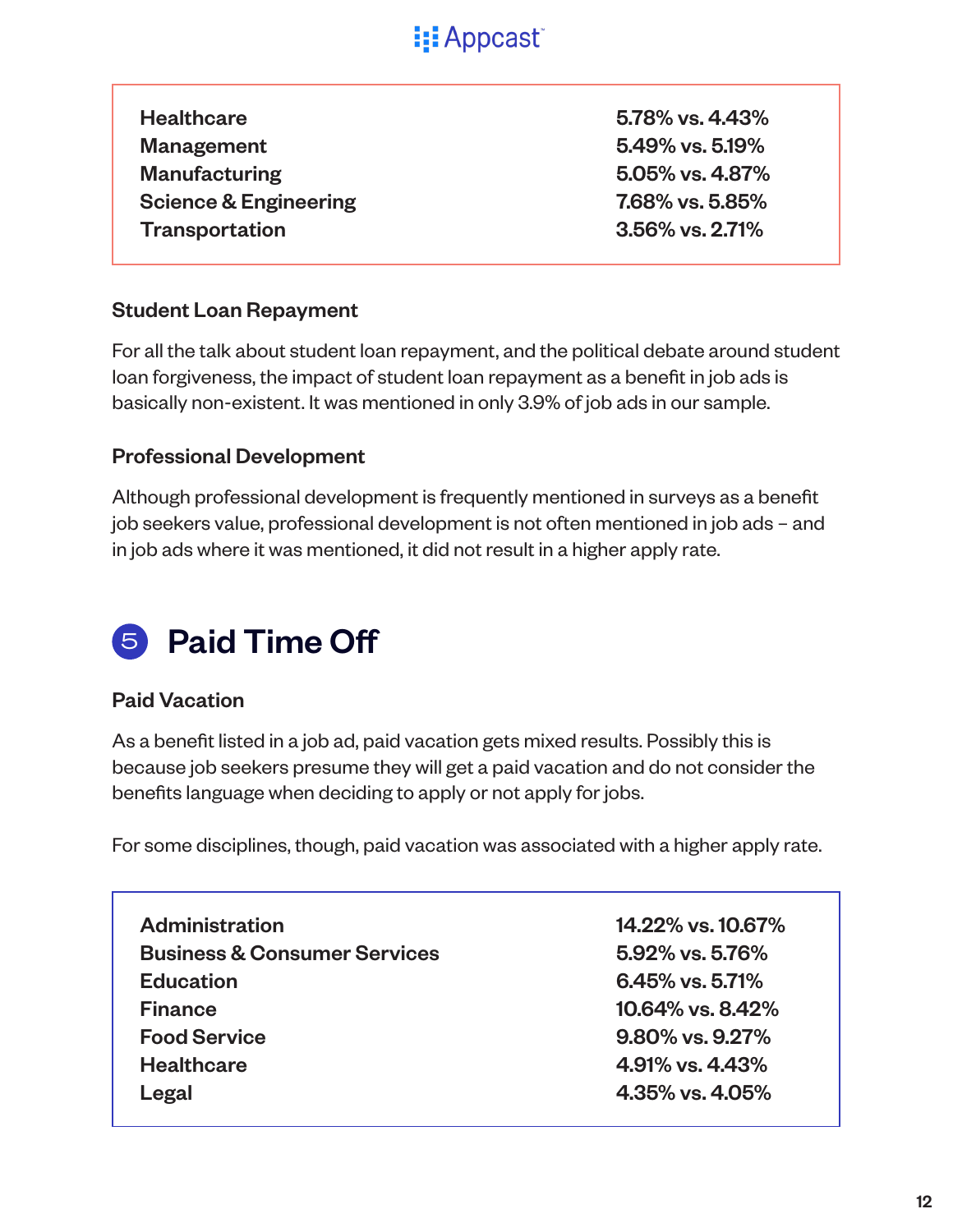| | |
|---|---|
| Healthcare | 5.78% vs. 4.43% |
| Management | 5.49% vs. 5.19% |
| Manufacturing | 5.05% vs. 4.87% |
| Science & Engineering | 7.68% vs. 5.85% |
| Transportation | 3.56% vs. 2.71% |

### Student Loan Repayment

For all the talk about student loan repayment, and the political debate around student loan forgiveness, the impact of student loan repayment as a benefit in job ads is basically non-existent. It was mentioned in only 3.9% of job ads in our sample.

### Professional Development

Although professional development is frequently mentioned in surveys as a benefit job seekers value, professional development is not often mentioned in job ads – and in job ads where it was mentioned, it did not result in a higher apply rate.

## 5 Paid Time Off

### Paid Vacation

As a benefit listed in a job ad, paid vacation gets mixed results. Possibly this is because job seekers presume they will get a paid vacation and do not consider the benefits language when deciding to apply or not apply for jobs.

For some disciplines, though, paid vacation was associated with a higher apply rate.

| | |
|---|---|
| Administration | 14.22% vs. 10.67% |
| Business & Consumer Services | 5.92% vs. 5.76% |
| Education | 6.45% vs. 5.71% |
| Finance | 10.64% vs. 8.42% |
| Food Service | 9.80% vs. 9.27% |
| Healthcare | 4.91% vs. 4.43% |
| Legal | 4.35% vs. 4.05% |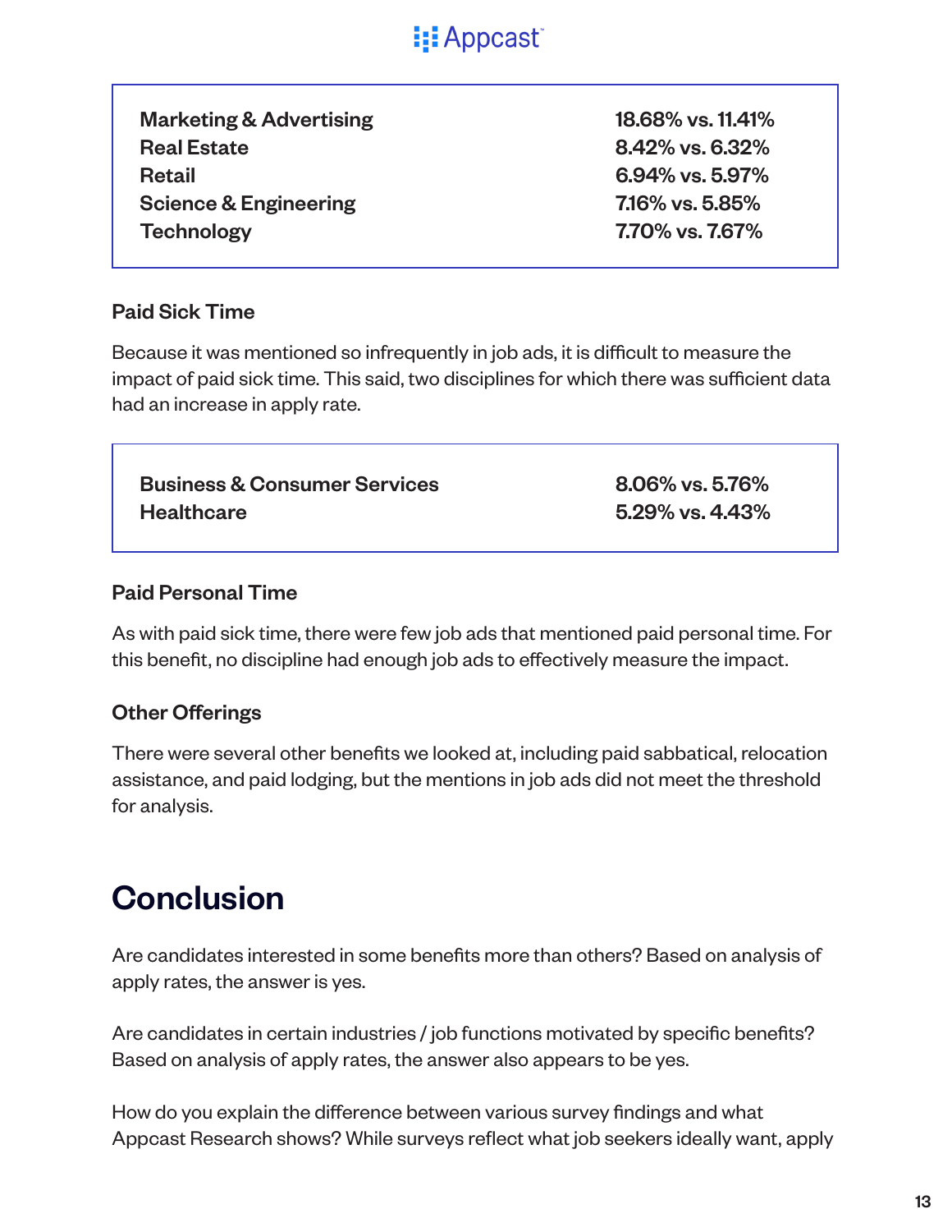| | |
|---|---|
| **Marketing & Advertising** | **18.68% vs. 11.41%** |
| **Real Estate** | **8.42% vs. 6.32%** |
| **Retail** | **6.94% vs. 5.97%** |
| **Science & Engineering** | **7.16% vs. 5.85%** |
| **Technology** | **7.70% vs. 7.67%** |

### Paid Sick Time

Because it was mentioned so infrequently in job ads, it is difficult to measure the impact of paid sick time. This said, two disciplines for which there was sufficient data had an increase in apply rate.

| | |
|---|---|
| **Business & Consumer Services** | **8.06% vs. 5.76%** |
| **Healthcare** | **5.29% vs. 4.43%** |

### Paid Personal Time

As with paid sick time, there were few job ads that mentioned paid personal time. For this benefit, no discipline had enough job ads to effectively measure the impact.

### Other Offerings

There were several other benefits we looked at, including paid sabbatical, relocation assistance, and paid lodging, but the mentions in job ads did not meet the threshold for analysis.

## Conclusion

Are candidates interested in some benefits more than others? Based on analysis of apply rates, the answer is yes.

Are candidates in certain industries / job functions motivated by specific benefits? Based on analysis of apply rates, the answer also appears to be yes.

How do you explain the difference between various survey findings and what Appcast Research shows? While surveys reflect what job seekers ideally want, apply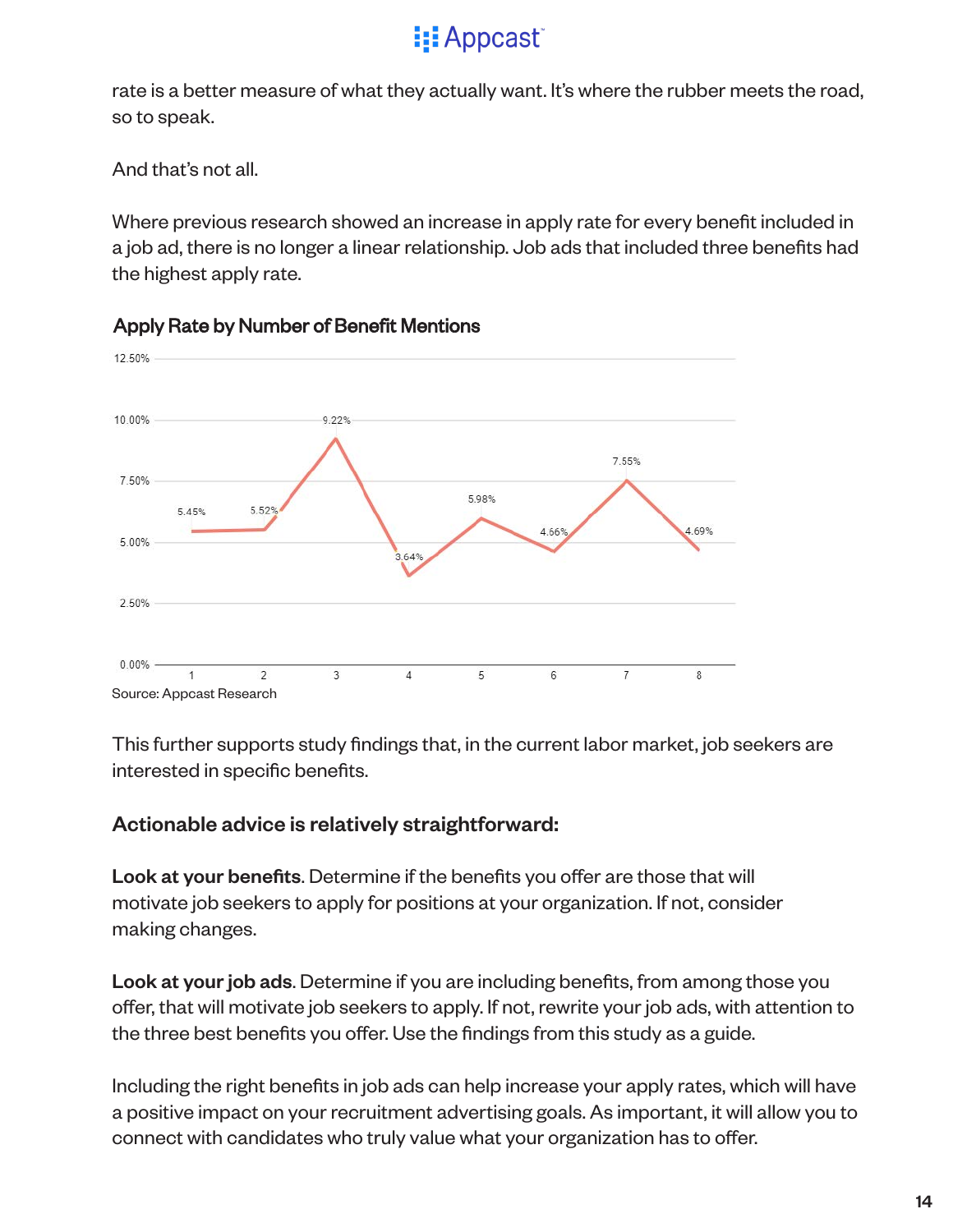rate is a better measure of what they actually want. It's where the rubber meets the road, so to speak.

And that's not all.

Where previous research showed an increase in apply rate for every benefit included in a job ad, there is no longer a linear relationship. Job ads that included three benefits had the highest apply rate.

**Apply Rate by Number of Benefit Mentions**

| Number of Benefit Mentions | Apply Rate |
|---|---|
| 1 | 5.45% |
| 2 | 5.52% |
| 3 | 9.22% |
| 4 | 3.64% |
| 5 | 5.98% |
| 6 | 4.66% |
| 7 | 7.55% |
| 8 | 4.69% |

Source: Appcast Research

This further supports study findings that, in the current labor market, job seekers are interested in specific benefits.

**Actionable advice is relatively straightforward:**

**Look at your benefits**. Determine if the benefits you offer are those that will motivate job seekers to apply for positions at your organization. If not, consider making changes.

**Look at your job ads**. Determine if you are including benefits, from among those you offer, that will motivate job seekers to apply. If not, rewrite your job ads, with attention to the three best benefits you offer. Use the findings from this study as a guide.

Including the right benefits in job ads can help increase your apply rates, which will have a positive impact on your recruitment advertising goals. As important, it will allow you to connect with candidates who truly value what your organization has to offer.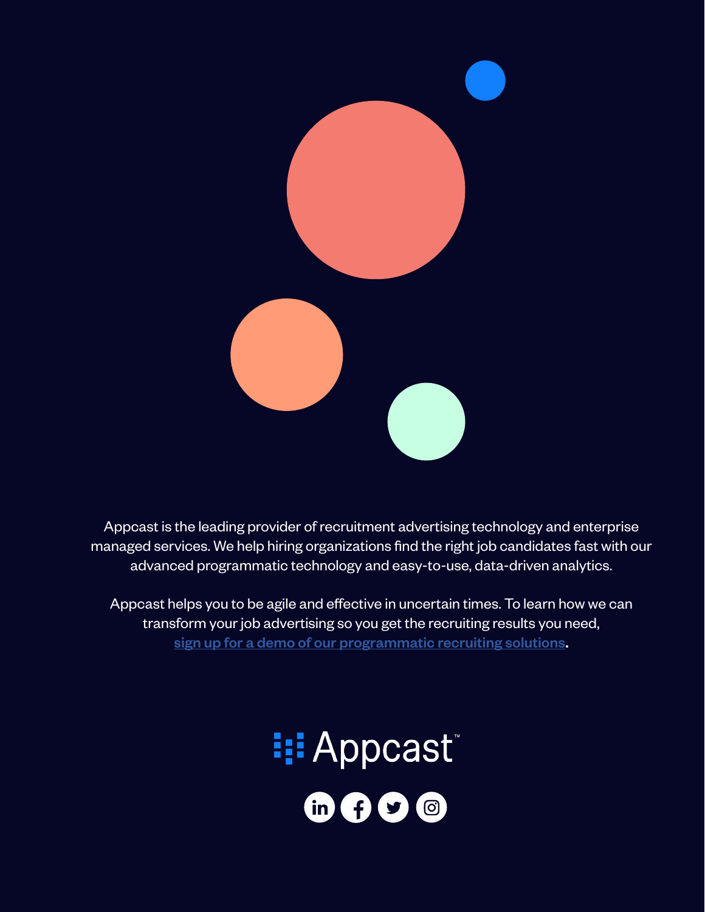Appcast is the leading provider of recruitment advertising technology and enterprise managed services. We help hiring organizations find the right job candidates fast with our advanced programmatic technology and easy-to-use, data-driven analytics.

Appcast helps you to be agile and effective in uncertain times. To learn how we can transform your job advertising so you get the recruiting results you need, sign up for a demo of our programmatic recruiting solutions.

Appcast™